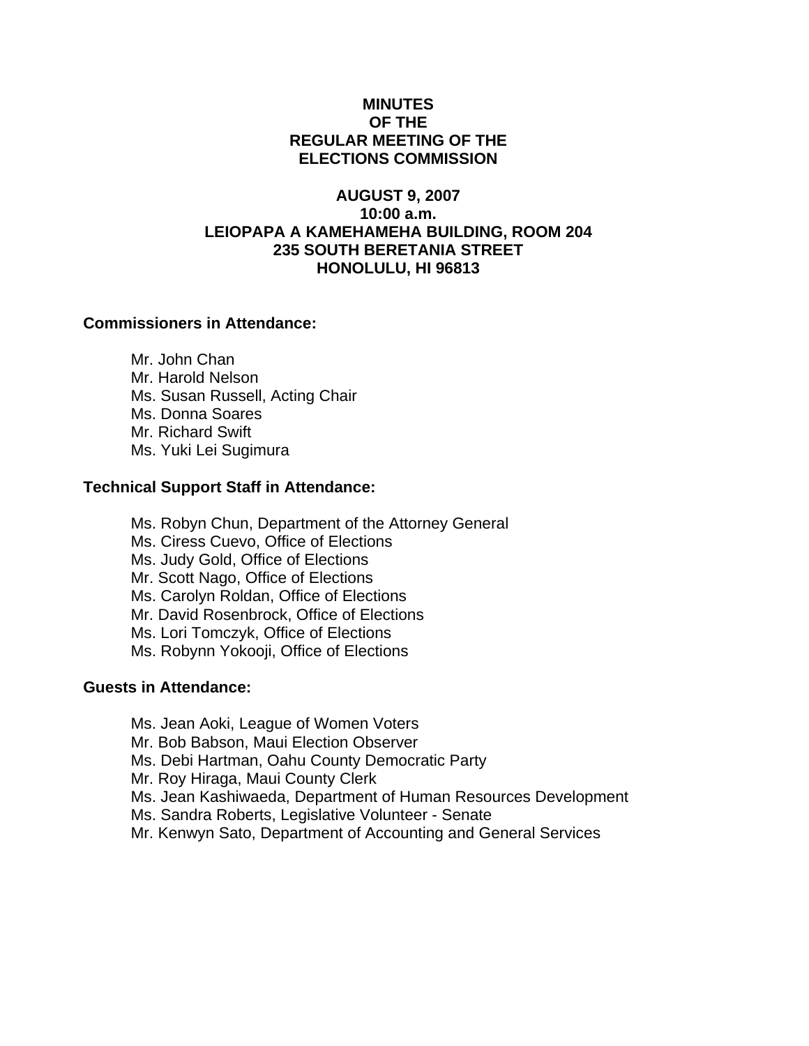# MINUTES
# OF THE
# REGULAR MEETING OF THE
# ELECTIONS COMMISSION

**AUGUST 9, 2007**
**10:00 a.m.**
**LEIOPAPA A KAMEHAMEHA BUILDING, ROOM 204**
**235 SOUTH BERETANIA STREET**
**HONOLULU, HI 96813**

**Commissioners in Attendance:**

Mr. John Chan
Mr. Harold Nelson
Ms. Susan Russell, Acting Chair
Ms. Donna Soares
Mr. Richard Swift
Ms. Yuki Lei Sugimura

**Technical Support Staff in Attendance:**

Ms. Robyn Chun, Department of the Attorney General
Ms. Ciress Cuevo, Office of Elections
Ms. Judy Gold, Office of Elections
Mr. Scott Nago, Office of Elections
Ms. Carolyn Roldan, Office of Elections
Mr. David Rosenbrock, Office of Elections
Ms. Lori Tomczyk, Office of Elections
Ms. Robynn Yokooji, Office of Elections

**Guests in Attendance:**

Ms. Jean Aoki, League of Women Voters
Mr. Bob Babson, Maui Election Observer
Ms. Debi Hartman, Oahu County Democratic Party
Mr. Roy Hiraga, Maui County Clerk
Ms. Jean Kashiwaeda, Department of Human Resources Development
Ms. Sandra Roberts, Legislative Volunteer - Senate
Mr. Kenwyn Sato, Department of Accounting and General Services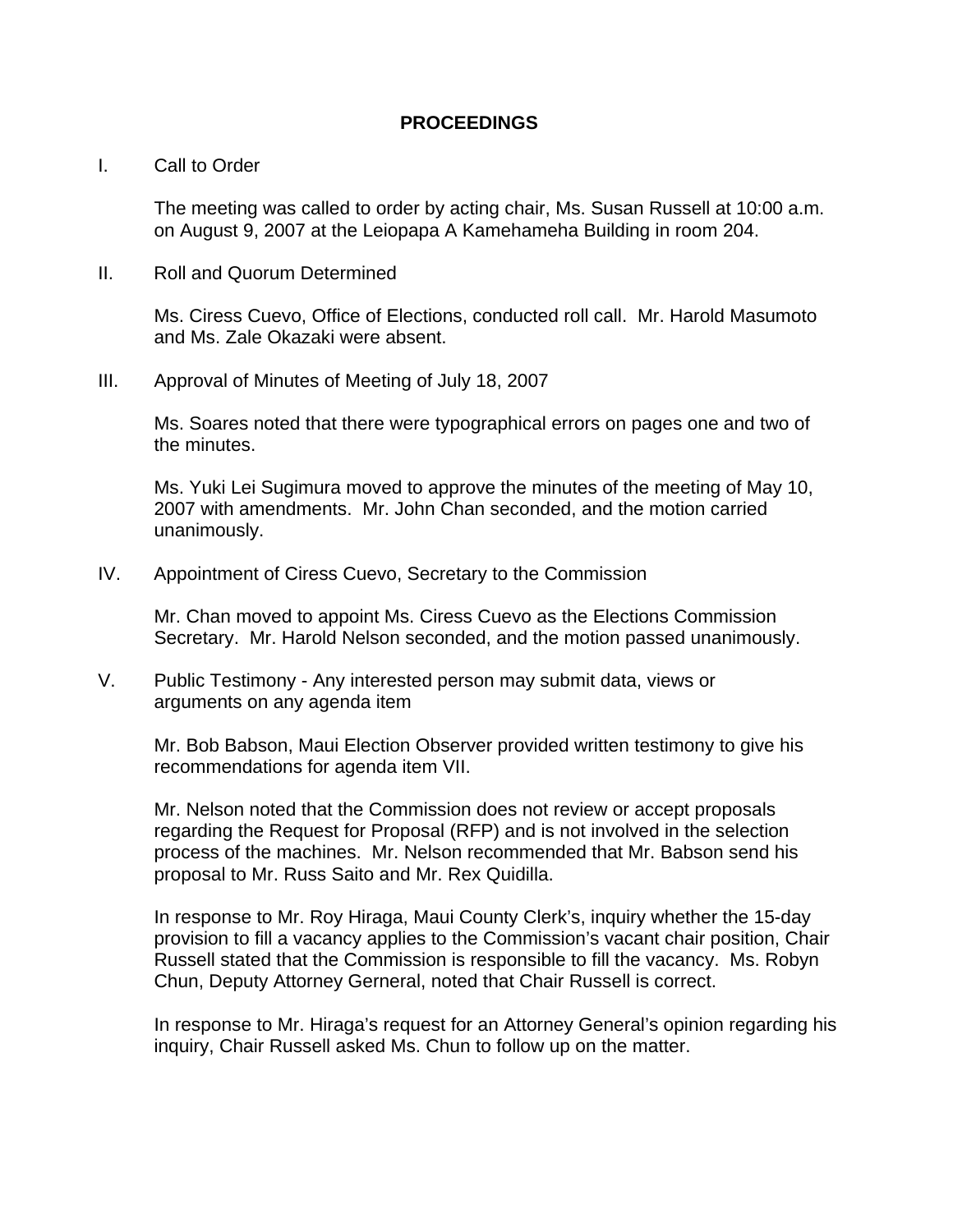## PROCEEDINGS

I. Call to Order

The meeting was called to order by acting chair, Ms. Susan Russell at 10:00 a.m. on August 9, 2007 at the Leiopapa A Kamehameha Building in room 204.

II. Roll and Quorum Determined

Ms. Ciress Cuevo, Office of Elections, conducted roll call. Mr. Harold Masumoto and Ms. Zale Okazaki were absent.

III. Approval of Minutes of Meeting of July 18, 2007

Ms. Soares noted that there were typographical errors on pages one and two of the minutes.

Ms. Yuki Lei Sugimura moved to approve the minutes of the meeting of May 10, 2007 with amendments. Mr. John Chan seconded, and the motion carried unanimously.

IV. Appointment of Ciress Cuevo, Secretary to the Commission

Mr. Chan moved to appoint Ms. Ciress Cuevo as the Elections Commission Secretary. Mr. Harold Nelson seconded, and the motion passed unanimously.

V. Public Testimony - Any interested person may submit data, views or arguments on any agenda item

Mr. Bob Babson, Maui Election Observer provided written testimony to give his recommendations for agenda item VII.

Mr. Nelson noted that the Commission does not review or accept proposals regarding the Request for Proposal (RFP) and is not involved in the selection process of the machines. Mr. Nelson recommended that Mr. Babson send his proposal to Mr. Russ Saito and Mr. Rex Quidilla.

In response to Mr. Roy Hiraga, Maui County Clerk's, inquiry whether the 15-day provision to fill a vacancy applies to the Commission's vacant chair position, Chair Russell stated that the Commission is responsible to fill the vacancy. Ms. Robyn Chun, Deputy Attorney Gerneral, noted that Chair Russell is correct.

In response to Mr. Hiraga's request for an Attorney General's opinion regarding his inquiry, Chair Russell asked Ms. Chun to follow up on the matter.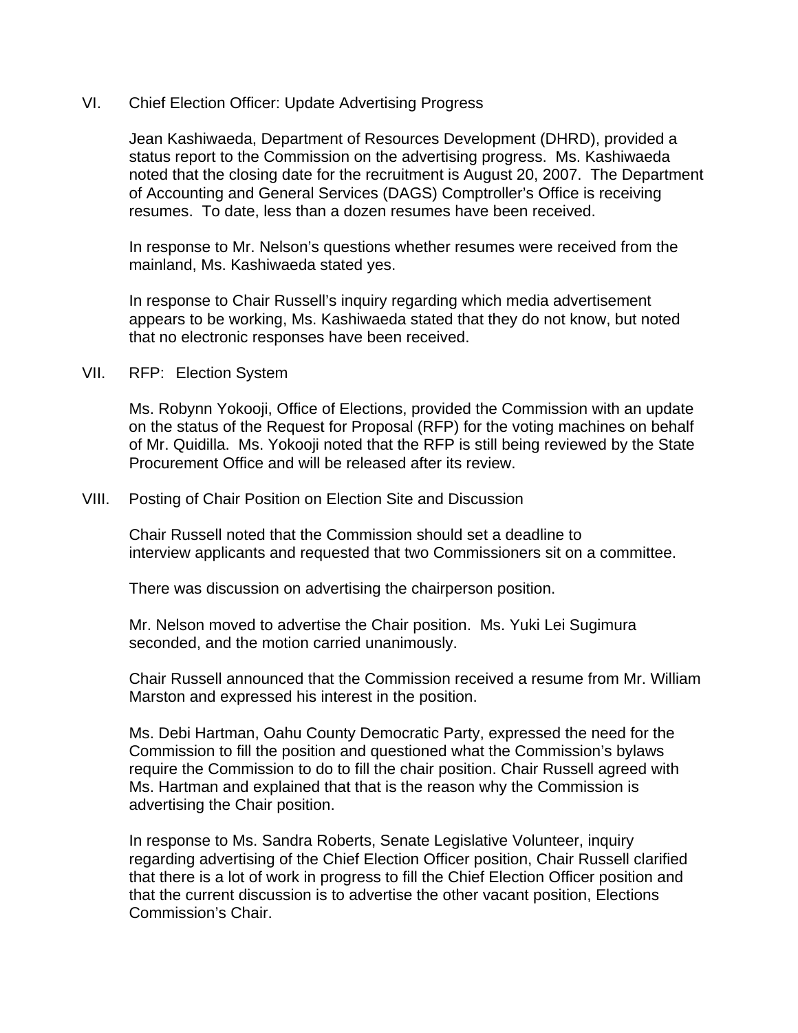## VI. Chief Election Officer: Update Advertising Progress

Jean Kashiwaeda, Department of Resources Development (DHRD), provided a status report to the Commission on the advertising progress. Ms. Kashiwaeda noted that the closing date for the recruitment is August 20, 2007. The Department of Accounting and General Services (DAGS) Comptroller's Office is receiving resumes. To date, less than a dozen resumes have been received.

In response to Mr. Nelson's questions whether resumes were received from the mainland, Ms. Kashiwaeda stated yes.

In response to Chair Russell's inquiry regarding which media advertisement appears to be working, Ms. Kashiwaeda stated that they do not know, but noted that no electronic responses have been received.

## VII. RFP: Election System

Ms. Robynn Yokooji, Office of Elections, provided the Commission with an update on the status of the Request for Proposal (RFP) for the voting machines on behalf of Mr. Quidilla. Ms. Yokooji noted that the RFP is still being reviewed by the State Procurement Office and will be released after its review.

## VIII. Posting of Chair Position on Election Site and Discussion

Chair Russell noted that the Commission should set a deadline to interview applicants and requested that two Commissioners sit on a committee.

There was discussion on advertising the chairperson position.

Mr. Nelson moved to advertise the Chair position. Ms. Yuki Lei Sugimura seconded, and the motion carried unanimously.

Chair Russell announced that the Commission received a resume from Mr. William Marston and expressed his interest in the position.

Ms. Debi Hartman, Oahu County Democratic Party, expressed the need for the Commission to fill the position and questioned what the Commission's bylaws require the Commission to do to fill the chair position. Chair Russell agreed with Ms. Hartman and explained that that is the reason why the Commission is advertising the Chair position.

In response to Ms. Sandra Roberts, Senate Legislative Volunteer, inquiry regarding advertising of the Chief Election Officer position, Chair Russell clarified that there is a lot of work in progress to fill the Chief Election Officer position and that the current discussion is to advertise the other vacant position, Elections Commission's Chair.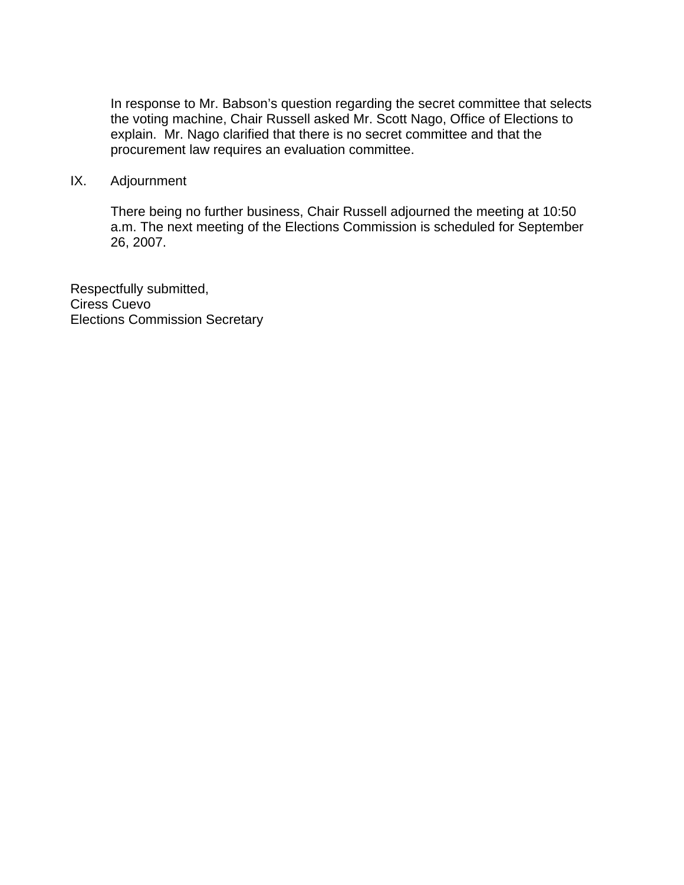In response to Mr. Babson's question regarding the secret committee that selects the voting machine, Chair Russell asked Mr. Scott Nago, Office of Elections to explain. Mr. Nago clarified that there is no secret committee and that the procurement law requires an evaluation committee.

## IX. Adjournment

There being no further business, Chair Russell adjourned the meeting at 10:50 a.m. The next meeting of the Elections Commission is scheduled for September 26, 2007.

Respectfully submitted,
Ciress Cuevo
Elections Commission Secretary